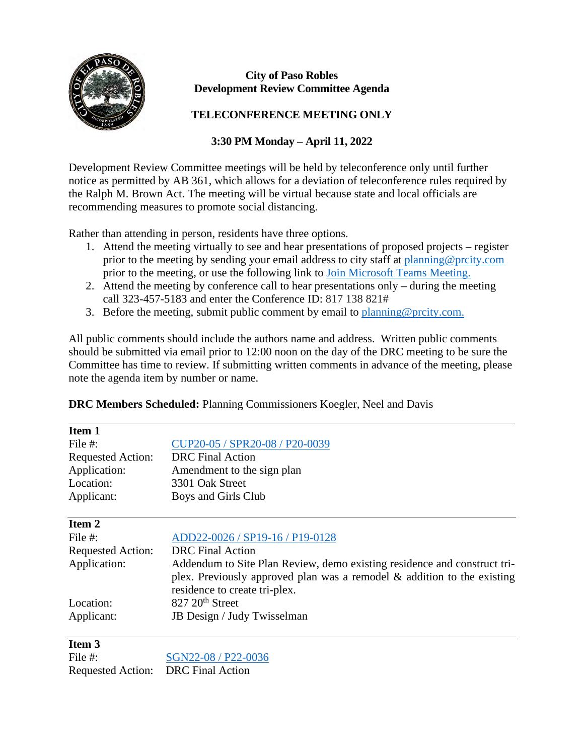**City of Paso Robles**
**Development Review Committee Agenda**

**TELECONFERENCE MEETING ONLY**

**3:30 PM Monday – April 11, 2022**

Development Review Committee meetings will be held by teleconference only until further notice as permitted by AB 361, which allows for a deviation of teleconference rules required by the Ralph M. Brown Act. The meeting will be virtual because state and local officials are recommending measures to promote social distancing.

Rather than attending in person, residents have three options.

1. Attend the meeting virtually to see and hear presentations of proposed projects – register prior to the meeting by sending your email address to city staff at planning@prcity.com prior to the meeting, or use the following link to Join Microsoft Teams Meeting.
2. Attend the meeting by conference call to hear presentations only – during the meeting call 323-457-5183 and enter the Conference ID: 817 138 821#
3. Before the meeting, submit public comment by email to planning@prcity.com.

All public comments should include the authors name and address. Written public comments should be submitted via email prior to 12:00 noon on the day of the DRC meeting to be sure the Committee has time to review. If submitting written comments in advance of the meeting, please note the agenda item by number or name.

**DRC Members Scheduled:** Planning Commissioners Koegler, Neel and Davis

---

**Item 1**

| | |
|---|---|
| File #: | CUP20-05 / SPR20-08 / P20-0039 |
| Requested Action: | DRC Final Action |
| Application: | Amendment to the sign plan |
| Location: | 3301 Oak Street |
| Applicant: | Boys and Girls Club |

---

**Item 2**

| | |
|---|---|
| File #: | ADD22-0026 / SP19-16 / P19-0128 |
| Requested Action: | DRC Final Action |
| Application: | Addendum to Site Plan Review, demo existing residence and construct tri-plex. Previously approved plan was a remodel & addition to the existing residence to create tri-plex. |
| Location: | 827 20th Street |
| Applicant: | JB Design / Judy Twisselman |

---

**Item 3**

| | |
|---|---|
| File #: | SGN22-08 / P22-0036 |
| Requested Action: | DRC Final Action |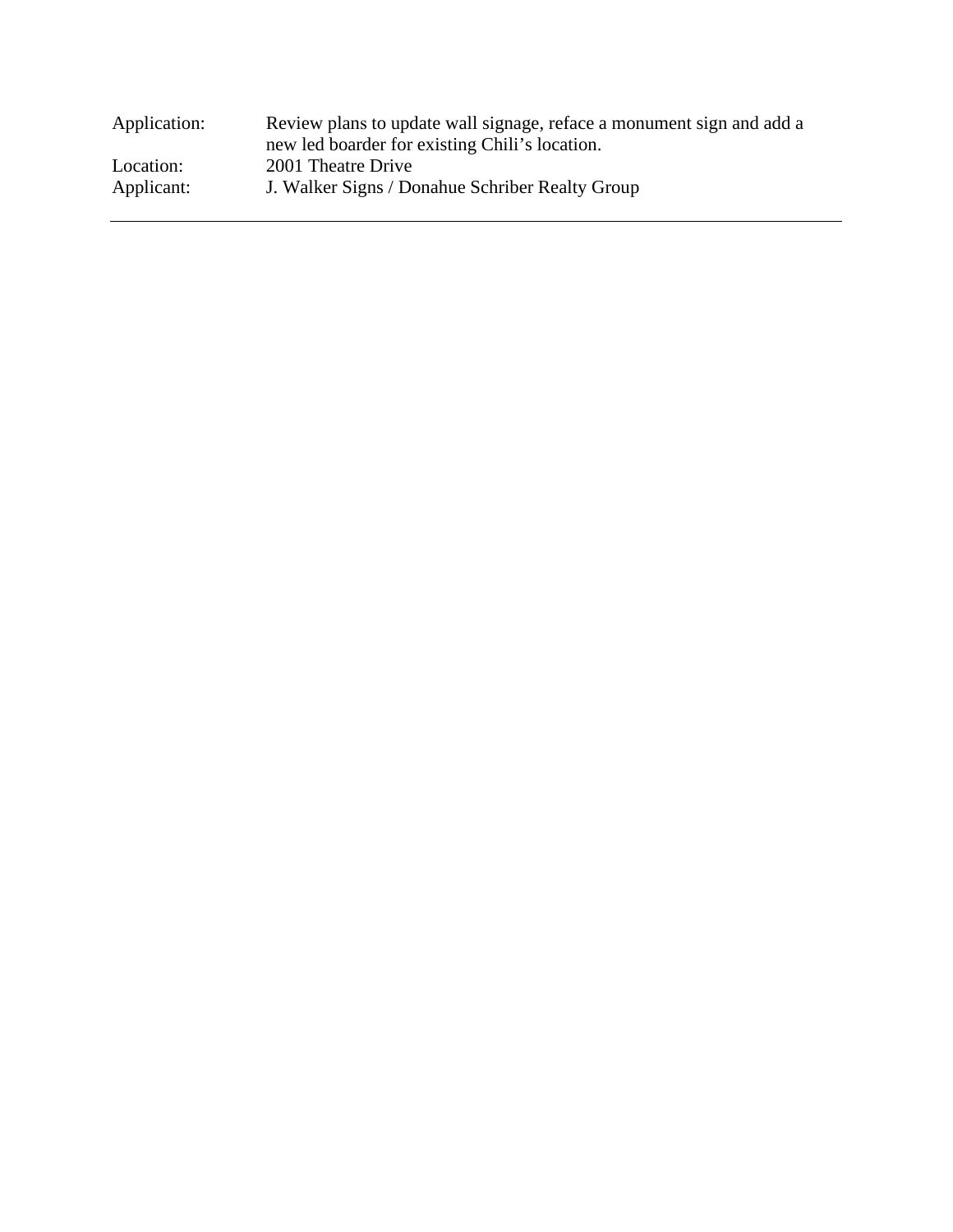| | |
|---|---|
| Application: | Review plans to update wall signage, reface a monument sign and add a new led boarder for existing Chili's location. |
| Location: | 2001 Theatre Drive |
| Applicant: | J. Walker Signs / Donahue Schriber Realty Group |

---